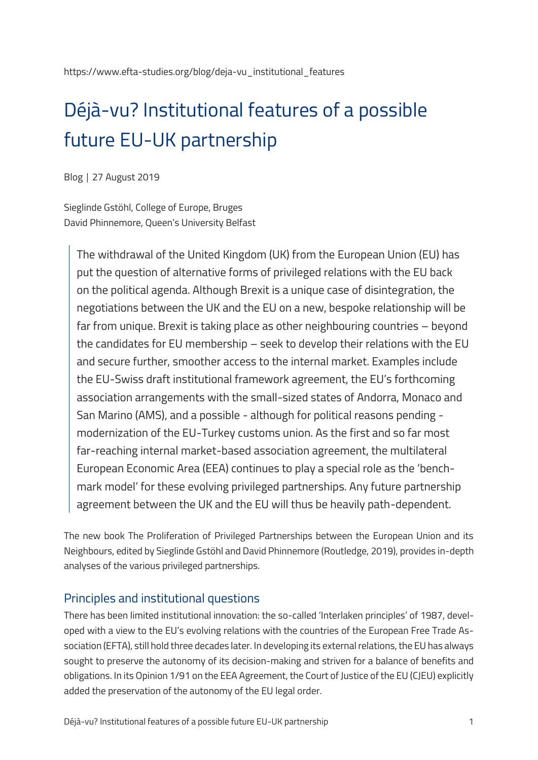https://www.efta-studies.org/blog/deja-vu_institutional_features

# Déjà-vu? Institutional features of a possible future EU-UK partnership

Blog | 27 August 2019

Sieglinde Gstöhl, College of Europe, Bruges
David Phinnemore, Queen's University Belfast

> The withdrawal of the United Kingdom (UK) from the European Union (EU) has put the question of alternative forms of privileged relations with the EU back on the political agenda. Although Brexit is a unique case of disintegration, the negotiations between the UK and the EU on a new, bespoke relationship will be far from unique. Brexit is taking place as other neighbouring countries – beyond the candidates for EU membership – seek to develop their relations with the EU and secure further, smoother access to the internal market. Examples include the EU-Swiss draft institutional framework agreement, the EU's forthcoming association arrangements with the small-sized states of Andorra, Monaco and San Marino (AMS), and a possible - although for political reasons pending - modernization of the EU-Turkey customs union. As the first and so far most far-reaching internal market-based association agreement, the multilateral European Economic Area (EEA) continues to play a special role as the 'benchmark model' for these evolving privileged partnerships. Any future partnership agreement between the UK and the EU will thus be heavily path-dependent.

The new book The Proliferation of Privileged Partnerships between the European Union and its Neighbours, edited by Sieglinde Gstöhl and David Phinnemore (Routledge, 2019), provides in-depth analyses of the various privileged partnerships.

## Principles and institutional questions

There has been limited institutional innovation: the so-called 'Interlaken principles' of 1987, developed with a view to the EU's evolving relations with the countries of the European Free Trade Association (EFTA), still hold three decades later. In developing its external relations, the EU has always sought to preserve the autonomy of its decision-making and striven for a balance of benefits and obligations. In its Opinion 1/91 on the EEA Agreement, the Court of Justice of the EU (CJEU) explicitly added the preservation of the autonomy of the EU legal order.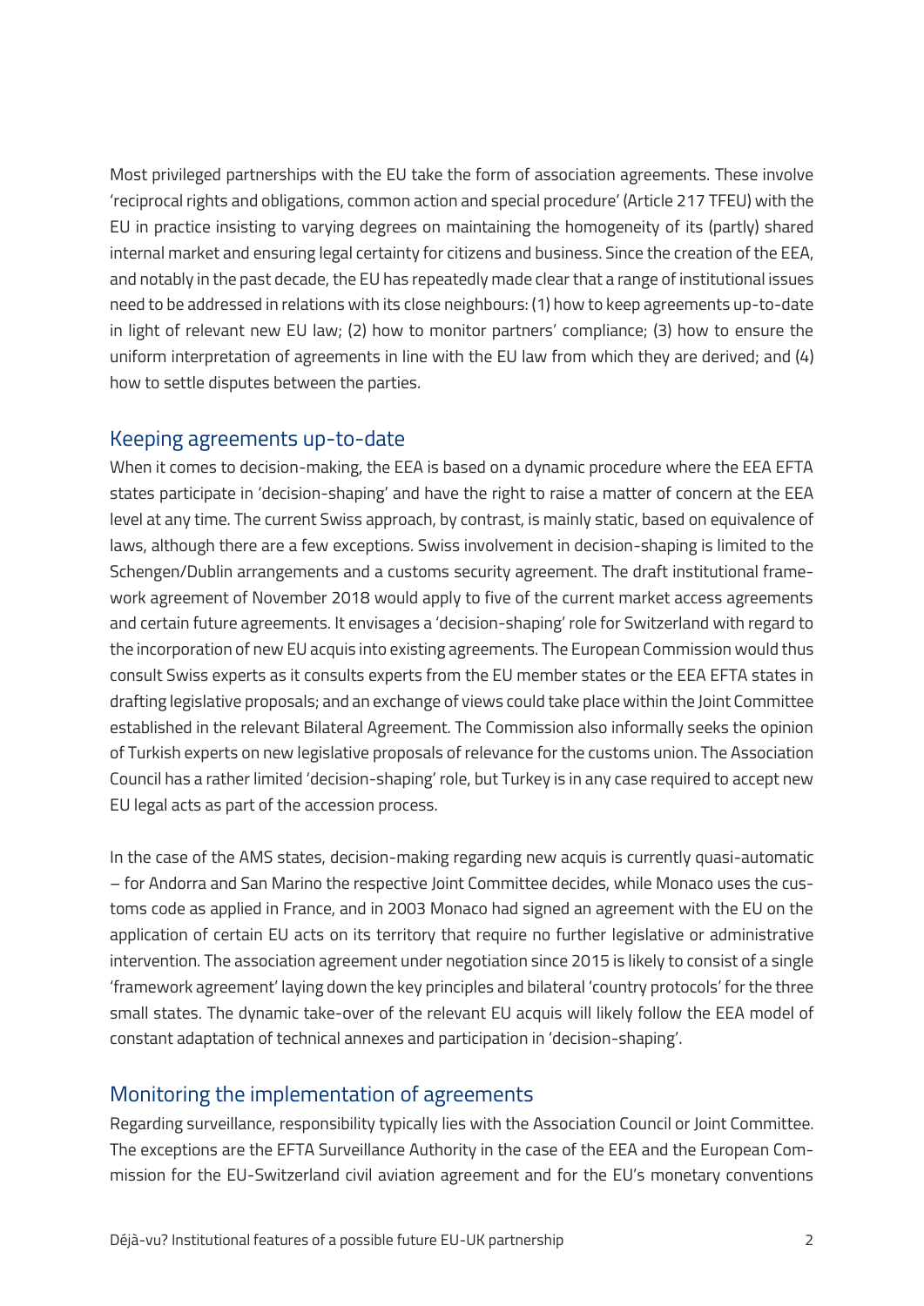Most privileged partnerships with the EU take the form of association agreements. These involve 'reciprocal rights and obligations, common action and special procedure' (Article 217 TFEU) with the EU in practice insisting to varying degrees on maintaining the homogeneity of its (partly) shared internal market and ensuring legal certainty for citizens and business. Since the creation of the EEA, and notably in the past decade, the EU has repeatedly made clear that a range of institutional issues need to be addressed in relations with its close neighbours: (1) how to keep agreements up-to-date in light of relevant new EU law; (2) how to monitor partners' compliance; (3) how to ensure the uniform interpretation of agreements in line with the EU law from which they are derived; and (4) how to settle disputes between the parties.

## Keeping agreements up-to-date

When it comes to decision-making, the EEA is based on a dynamic procedure where the EEA EFTA states participate in 'decision-shaping' and have the right to raise a matter of concern at the EEA level at any time. The current Swiss approach, by contrast, is mainly static, based on equivalence of laws, although there are a few exceptions. Swiss involvement in decision-shaping is limited to the Schengen/Dublin arrangements and a customs security agreement. The draft institutional framework agreement of November 2018 would apply to five of the current market access agreements and certain future agreements. It envisages a 'decision-shaping' role for Switzerland with regard to the incorporation of new EU acquis into existing agreements. The European Commission would thus consult Swiss experts as it consults experts from the EU member states or the EEA EFTA states in drafting legislative proposals; and an exchange of views could take place within the Joint Committee established in the relevant Bilateral Agreement. The Commission also informally seeks the opinion of Turkish experts on new legislative proposals of relevance for the customs union. The Association Council has a rather limited 'decision-shaping' role, but Turkey is in any case required to accept new EU legal acts as part of the accession process.

In the case of the AMS states, decision-making regarding new acquis is currently quasi-automatic – for Andorra and San Marino the respective Joint Committee decides, while Monaco uses the customs code as applied in France, and in 2003 Monaco had signed an agreement with the EU on the application of certain EU acts on its territory that require no further legislative or administrative intervention. The association agreement under negotiation since 2015 is likely to consist of a single 'framework agreement' laying down the key principles and bilateral 'country protocols' for the three small states. The dynamic take-over of the relevant EU acquis will likely follow the EEA model of constant adaptation of technical annexes and participation in 'decision-shaping'.

## Monitoring the implementation of agreements

Regarding surveillance, responsibility typically lies with the Association Council or Joint Committee. The exceptions are the EFTA Surveillance Authority in the case of the EEA and the European Commission for the EU-Switzerland civil aviation agreement and for the EU's monetary conventions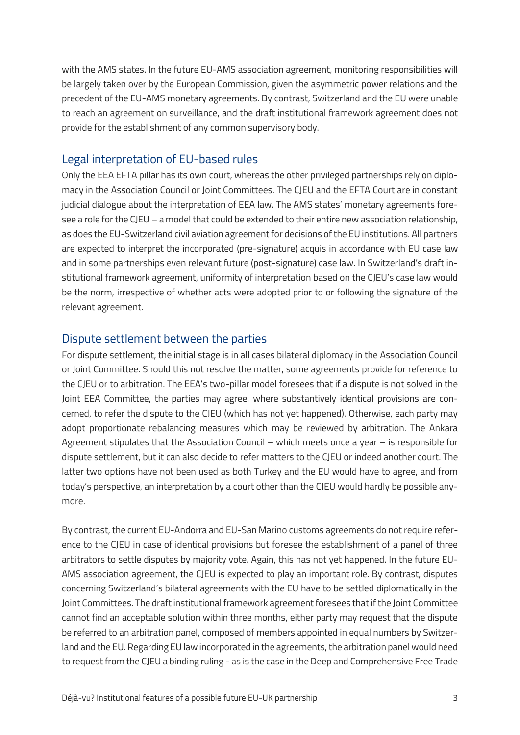with the AMS states. In the future EU-AMS association agreement, monitoring responsibilities will be largely taken over by the European Commission, given the asymmetric power relations and the precedent of the EU-AMS monetary agreements. By contrast, Switzerland and the EU were unable to reach an agreement on surveillance, and the draft institutional framework agreement does not provide for the establishment of any common supervisory body.

## Legal interpretation of EU-based rules

Only the EEA EFTA pillar has its own court, whereas the other privileged partnerships rely on diplomacy in the Association Council or Joint Committees. The CJEU and the EFTA Court are in constant judicial dialogue about the interpretation of EEA law. The AMS states' monetary agreements foresee a role for the CJEU – a model that could be extended to their entire new association relationship, as does the EU-Switzerland civil aviation agreement for decisions of the EU institutions. All partners are expected to interpret the incorporated (pre-signature) acquis in accordance with EU case law and in some partnerships even relevant future (post-signature) case law. In Switzerland's draft institutional framework agreement, uniformity of interpretation based on the CJEU's case law would be the norm, irrespective of whether acts were adopted prior to or following the signature of the relevant agreement.

## Dispute settlement between the parties

For dispute settlement, the initial stage is in all cases bilateral diplomacy in the Association Council or Joint Committee. Should this not resolve the matter, some agreements provide for reference to the CJEU or to arbitration. The EEA's two-pillar model foresees that if a dispute is not solved in the Joint EEA Committee, the parties may agree, where substantively identical provisions are concerned, to refer the dispute to the CJEU (which has not yet happened). Otherwise, each party may adopt proportionate rebalancing measures which may be reviewed by arbitration. The Ankara Agreement stipulates that the Association Council – which meets once a year – is responsible for dispute settlement, but it can also decide to refer matters to the CJEU or indeed another court. The latter two options have not been used as both Turkey and the EU would have to agree, and from today's perspective, an interpretation by a court other than the CJEU would hardly be possible anymore.

By contrast, the current EU-Andorra and EU-San Marino customs agreements do not require reference to the CJEU in case of identical provisions but foresee the establishment of a panel of three arbitrators to settle disputes by majority vote. Again, this has not yet happened. In the future EU-AMS association agreement, the CJEU is expected to play an important role. By contrast, disputes concerning Switzerland's bilateral agreements with the EU have to be settled diplomatically in the Joint Committees. The draft institutional framework agreement foresees that if the Joint Committee cannot find an acceptable solution within three months, either party may request that the dispute be referred to an arbitration panel, composed of members appointed in equal numbers by Switzerland and the EU. Regarding EU law incorporated in the agreements, the arbitration panel would need to request from the CJEU a binding ruling - as is the case in the Deep and Comprehensive Free Trade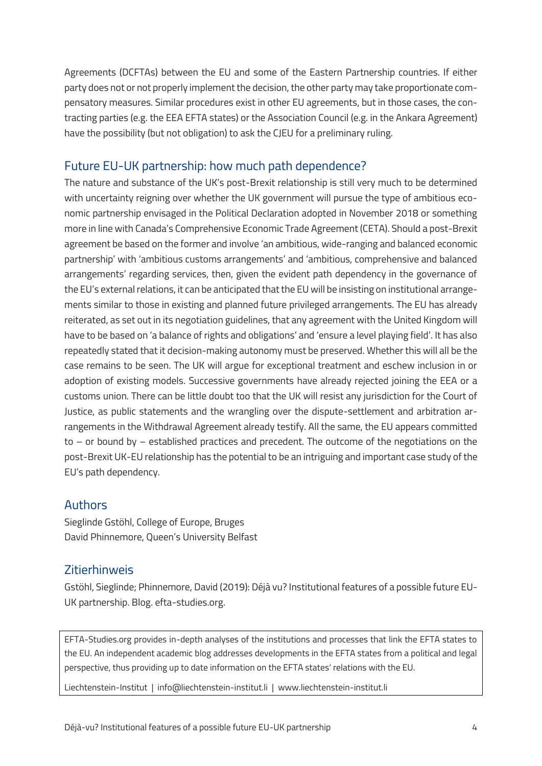Agreements (DCFTAs) between the EU and some of the Eastern Partnership countries. If either party does not or not properly implement the decision, the other party may take proportionate compensatory measures. Similar procedures exist in other EU agreements, but in those cases, the contracting parties (e.g. the EEA EFTA states) or the Association Council (e.g. in the Ankara Agreement) have the possibility (but not obligation) to ask the CJEU for a preliminary ruling.

## Future EU-UK partnership: how much path dependence?

The nature and substance of the UK's post-Brexit relationship is still very much to be determined with uncertainty reigning over whether the UK government will pursue the type of ambitious economic partnership envisaged in the Political Declaration adopted in November 2018 or something more in line with Canada's Comprehensive Economic Trade Agreement (CETA). Should a post-Brexit agreement be based on the former and involve 'an ambitious, wide-ranging and balanced economic partnership' with 'ambitious customs arrangements' and 'ambitious, comprehensive and balanced arrangements' regarding services, then, given the evident path dependency in the governance of the EU's external relations, it can be anticipated that the EU will be insisting on institutional arrangements similar to those in existing and planned future privileged arrangements. The EU has already reiterated, as set out in its negotiation guidelines, that any agreement with the United Kingdom will have to be based on 'a balance of rights and obligations' and 'ensure a level playing field'. It has also repeatedly stated that it decision-making autonomy must be preserved. Whether this will all be the case remains to be seen. The UK will argue for exceptional treatment and eschew inclusion in or adoption of existing models. Successive governments have already rejected joining the EEA or a customs union. There can be little doubt too that the UK will resist any jurisdiction for the Court of Justice, as public statements and the wrangling over the dispute-settlement and arbitration arrangements in the Withdrawal Agreement already testify. All the same, the EU appears committed to – or bound by – established practices and precedent. The outcome of the negotiations on the post-Brexit UK-EU relationship has the potential to be an intriguing and important case study of the EU's path dependency.

## Authors

Sieglinde Gstöhl, College of Europe, Bruges
David Phinnemore, Queen's University Belfast

## Zitierhinweis

Gstöhl, Sieglinde; Phinnemore, David (2019): Déjà vu? Institutional features of a possible future EU-UK partnership. Blog. efta-studies.org.

EFTA-Studies.org provides in-depth analyses of the institutions and processes that link the EFTA states to the EU. An independent academic blog addresses developments in the EFTA states from a political and legal perspective, thus providing up to date information on the EFTA states' relations with the EU.

Liechtenstein-Institut | info@liechtenstein-institut.li | www.liechtenstein-institut.li